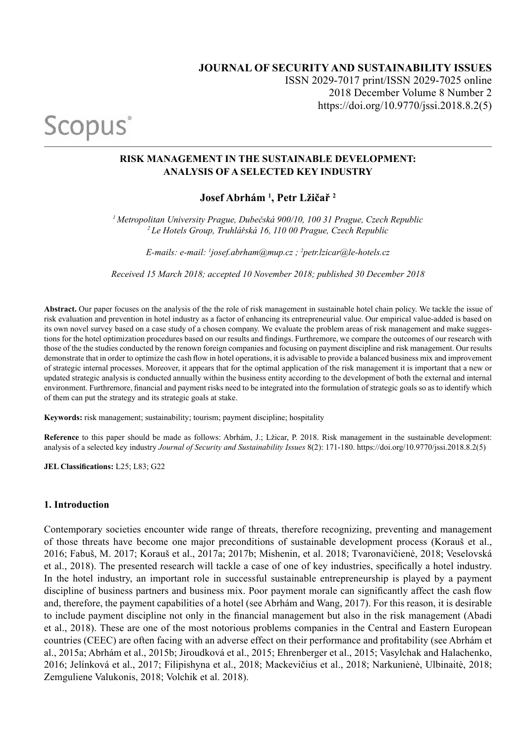**JOURNAL OF SECURITY AND SUSTAINABILITY ISSUES**
ISSN 2029-7017 print/ISSN 2029-7025 online
2018 December Volume 8 Number 2
https://doi.org/10.9770/jssi.2018.8.2(5)

Scopus

# RISK MANAGEMENT IN THE SUSTAINABLE DEVELOPMENT: ANALYSIS OF A SELECTED KEY INDUSTRY

**Josef Abrhám [1], Petr Lžičař [2]**

*[1] Metropolitan University Prague, Dubečská 900/10, 100 31 Prague, Czech Republic*
*[2] Le Hotels Group, Truhlářská 16, 110 00 Prague, Czech Republic*

*E-mails: e-mail: [1]josef.abrham@mup.cz ; [2]petr.lzicar@le-hotels.cz*

*Received 15 March 2018; accepted 10 November 2018; published 30 December 2018*

**Abstract.** Our paper focuses on the analysis of the the role of risk management in sustainable hotel chain policy. We tackle the issue of risk evaluation and prevention in hotel industry as a factor of enhancing its entrepreneurial value. Our empirical value-added is based on its own novel survey based on a case study of a chosen company. We evaluate the problem areas of risk management and make suggestions for the hotel optimization procedures based on our results and findings. Furthremore, we compare the outcomes of our research with those of the the studies conducted by the renown foreign companies and focusing on payment discipline and risk management. Our results demonstrate that in order to optimize the cash flow in hotel operations, it is advisable to provide a balanced business mix and improvement of strategic internal processes. Moreover, it appears that for the optimal application of the risk management it is important that a new or updated strategic analysis is conducted annually within the business entity according to the development of both the external and internal environment. Furthremore, financial and payment risks need to be integrated into the formulation of strategic goals so as to identify which of them can put the strategy and its strategic goals at stake.

**Keywords:** risk management; sustainability; tourism; payment discipline; hospitality

**Reference** to this paper should be made as follows: Abrhám, J.; Lžicar, P. 2018. Risk management in the sustainable development: analysis of a selected key industry *Journal of Security and Sustainability Issues* 8(2): 171-180. https://doi.org/10.9770/jssi.2018.8.2(5)

**JEL Classifications:** L25; L83; G22

## 1. Introduction

Contemporary societies encounter wide range of threats, therefore recognizing, preventing and management of those threats have become one major preconditions of sustainable development process (Korauš et al., 2016; Fabuš, M. 2017; Korauš et al., 2017a; 2017b; Mishenin, et al. 2018; Tvaronavičienė, 2018; Veselovská et al., 2018). The presented research will tackle a case of one of key industries, specifically a hotel industry. In the hotel industry, an important role in successful sustainable entrepreneurship is played by a payment discipline of business partners and business mix. Poor payment morale can significantly affect the cash flow and, therefore, the payment capabilities of a hotel (see Abrhám and Wang, 2017). For this reason, it is desirable to include payment discipline not only in the financial management but also in the risk management (Abadi et al., 2018). These are one of the most notorious problems companies in the Central and Eastern European countries (CEEC) are often facing with an adverse effect on their performance and profitability (see Abrhám et al., 2015a; Abrhám et al., 2015b; Jiroudková et al., 2015; Ehrenberger et al., 2015; Vasylchak and Halachenko, 2016; Jelínková et al., 2017; Filipishyna et al., 2018; Mackevičius et al., 2018; Narkunienė, Ulbinaitė, 2018; Zemguliene Valukonis, 2018; Volchik et al. 2018).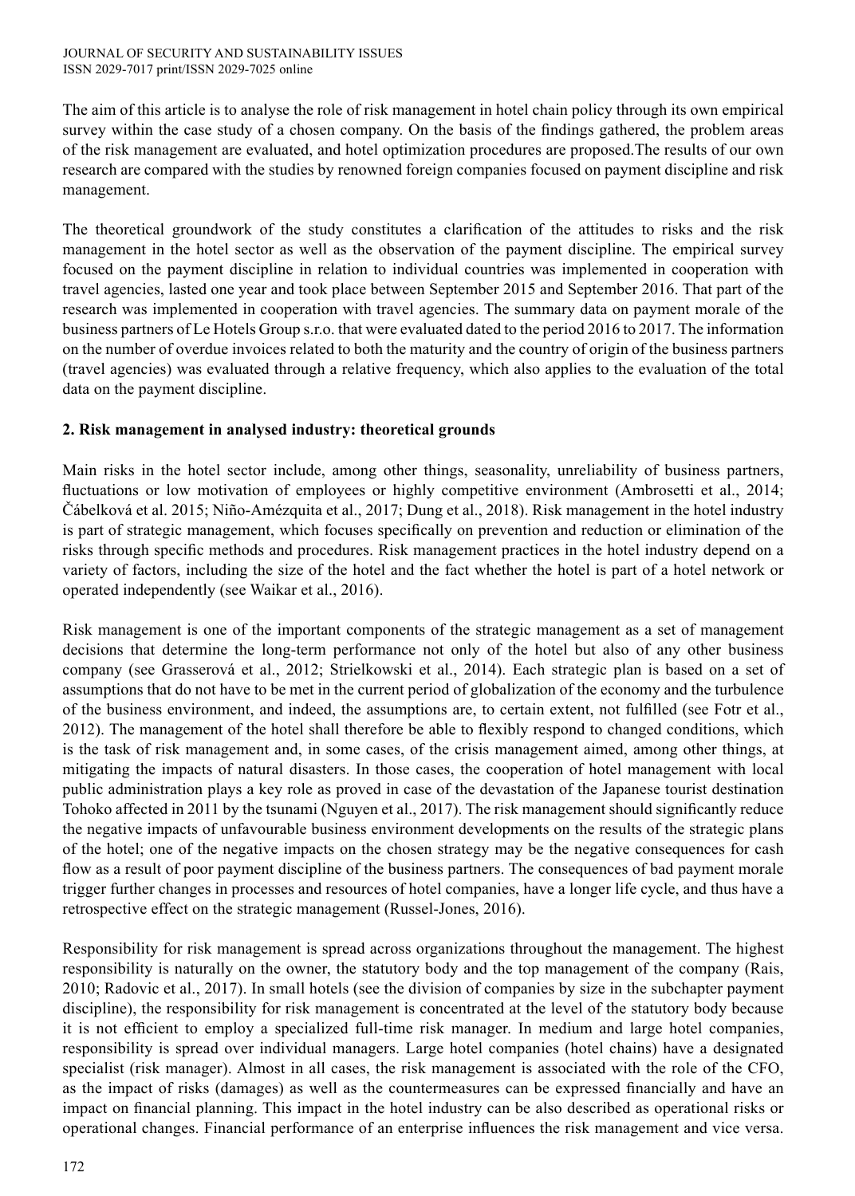The aim of this article is to analyse the role of risk management in hotel chain policy through its own empirical survey within the case study of a chosen company. On the basis of the findings gathered, the problem areas of the risk management are evaluated, and hotel optimization procedures are proposed.The results of our own research are compared with the studies by renowned foreign companies focused on payment discipline and risk management.

The theoretical groundwork of the study constitutes a clarification of the attitudes to risks and the risk management in the hotel sector as well as the observation of the payment discipline. The empirical survey focused on the payment discipline in relation to individual countries was implemented in cooperation with travel agencies, lasted one year and took place between September 2015 and September 2016. That part of the research was implemented in cooperation with travel agencies. The summary data on payment morale of the business partners of Le Hotels Group s.r.o. that were evaluated dated to the period 2016 to 2017. The information on the number of overdue invoices related to both the maturity and the country of origin of the business partners (travel agencies) was evaluated through a relative frequency, which also applies to the evaluation of the total data on the payment discipline.

## 2. Risk management in analysed industry: theoretical grounds

Main risks in the hotel sector include, among other things, seasonality, unreliability of business partners, fluctuations or low motivation of employees or highly competitive environment (Ambrosetti et al., 2014; Čábelková et al. 2015; Niño-Amézquita et al., 2017; Dung et al., 2018). Risk management in the hotel industry is part of strategic management, which focuses specifically on prevention and reduction or elimination of the risks through specific methods and procedures. Risk management practices in the hotel industry depend on a variety of factors, including the size of the hotel and the fact whether the hotel is part of a hotel network or operated independently (see Waikar et al., 2016).

Risk management is one of the important components of the strategic management as a set of management decisions that determine the long-term performance not only of the hotel but also of any other business company (see Grasserová et al., 2012; Strielkowski et al., 2014). Each strategic plan is based on a set of assumptions that do not have to be met in the current period of globalization of the economy and the turbulence of the business environment, and indeed, the assumptions are, to certain extent, not fulfilled (see Fotr et al., 2012). The management of the hotel shall therefore be able to flexibly respond to changed conditions, which is the task of risk management and, in some cases, of the crisis management aimed, among other things, at mitigating the impacts of natural disasters. In those cases, the cooperation of hotel management with local public administration plays a key role as proved in case of the devastation of the Japanese tourist destination Tohoko affected in 2011 by the tsunami (Nguyen et al., 2017). The risk management should significantly reduce the negative impacts of unfavourable business environment developments on the results of the strategic plans of the hotel; one of the negative impacts on the chosen strategy may be the negative consequences for cash flow as a result of poor payment discipline of the business partners. The consequences of bad payment morale trigger further changes in processes and resources of hotel companies, have a longer life cycle, and thus have a retrospective effect on the strategic management (Russel-Jones, 2016).

Responsibility for risk management is spread across organizations throughout the management. The highest responsibility is naturally on the owner, the statutory body and the top management of the company (Rais, 2010; Radovic et al., 2017). In small hotels (see the division of companies by size in the subchapter payment discipline), the responsibility for risk management is concentrated at the level of the statutory body because it is not efficient to employ a specialized full-time risk manager. In medium and large hotel companies, responsibility is spread over individual managers. Large hotel companies (hotel chains) have a designated specialist (risk manager). Almost in all cases, the risk management is associated with the role of the CFO, as the impact of risks (damages) as well as the countermeasures can be expressed financially and have an impact on financial planning. This impact in the hotel industry can be also described as operational risks or operational changes. Financial performance of an enterprise influences the risk management and vice versa.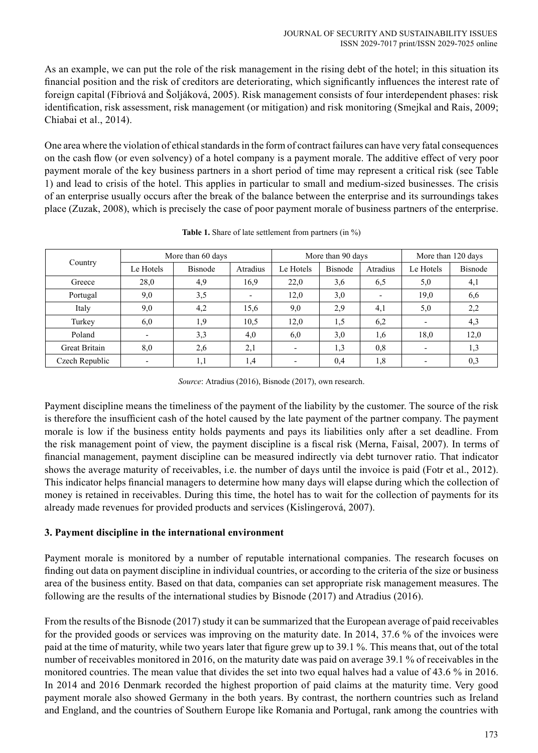As an example, we can put the role of the risk management in the rising debt of the hotel; in this situation its financial position and the risk of creditors are deteriorating, which significantly influences the interest rate of foreign capital (Fíbriová and Šoljáková, 2005). Risk management consists of four interdependent phases: risk identification, risk assessment, risk management (or mitigation) and risk monitoring (Smejkal and Rais, 2009; Chiabai et al., 2014).

One area where the violation of ethical standards in the form of contract failures can have very fatal consequences on the cash flow (or even solvency) of a hotel company is a payment morale. The additive effect of very poor payment morale of the key business partners in a short period of time may represent a critical risk (see Table 1) and lead to crisis of the hotel. This applies in particular to small and medium-sized businesses. The crisis of an enterprise usually occurs after the break of the balance between the enterprise and its surroundings takes place (Zuzak, 2008), which is precisely the case of poor payment morale of business partners of the enterprise.

**Table 1.** Share of late settlement from partners (in %)

| Country | More than 60 days | | | More than 90 days | | | More than 120 days | |
|---|---|---|---|---|---|---|---|---|
| | Le Hotels | Bisnode | Atradius | Le Hotels | Bisnode | Atradius | Le Hotels | Bisnode |
| Greece | 28,0 | 4,9 | 16,9 | 22,0 | 3,6 | 6,5 | 5,0 | 4,1 |
| Portugal | 9,0 | 3,5 | - | 12,0 | 3,0 | - | 19,0 | 6,6 |
| Italy | 9,0 | 4,2 | 15,6 | 9,0 | 2,9 | 4,1 | 5,0 | 2,2 |
| Turkey | 6,0 | 1,9 | 10,5 | 12,0 | 1,5 | 6,2 | - | 4,3 |
| Poland | - | 3,3 | 4,0 | 6,0 | 3,0 | 1,6 | 18,0 | 12,0 |
| Great Britain | 8,0 | 2,6 | 2,1 | - | 1,3 | 0,8 | - | 1,3 |
| Czech Republic | - | 1,1 | 1,4 | - | 0,4 | 1,8 | - | 0,3 |

*Source*: Atradius (2016), Bisnode (2017), own research.

Payment discipline means the timeliness of the payment of the liability by the customer. The source of the risk is therefore the insufficient cash of the hotel caused by the late payment of the partner company. The payment morale is low if the business entity holds payments and pays its liabilities only after a set deadline. From the risk management point of view, the payment discipline is a fiscal risk (Merna, Faisal, 2007). In terms of financial management, payment discipline can be measured indirectly via debt turnover ratio. That indicator shows the average maturity of receivables, i.e. the number of days until the invoice is paid (Fotr et al., 2012). This indicator helps financial managers to determine how many days will elapse during which the collection of money is retained in receivables. During this time, the hotel has to wait for the collection of payments for its already made revenues for provided products and services (Kislingerová, 2007).

## 3. Payment discipline in the international environment

Payment morale is monitored by a number of reputable international companies. The research focuses on finding out data on payment discipline in individual countries, or according to the criteria of the size or business area of the business entity. Based on that data, companies can set appropriate risk management measures. The following are the results of the international studies by Bisnode (2017) and Atradius (2016).

From the results of the Bisnode (2017) study it can be summarized that the European average of paid receivables for the provided goods or services was improving on the maturity date. In 2014, 37.6 % of the invoices were paid at the time of maturity, while two years later that figure grew up to 39.1 %. This means that, out of the total number of receivables monitored in 2016, on the maturity date was paid on average 39.1 % of receivables in the monitored countries. The mean value that divides the set into two equal halves had a value of 43.6 % in 2016. In 2014 and 2016 Denmark recorded the highest proportion of paid claims at the maturity time. Very good payment morale also showed Germany in the both years. By contrast, the northern countries such as Ireland and England, and the countries of Southern Europe like Romania and Portugal, rank among the countries with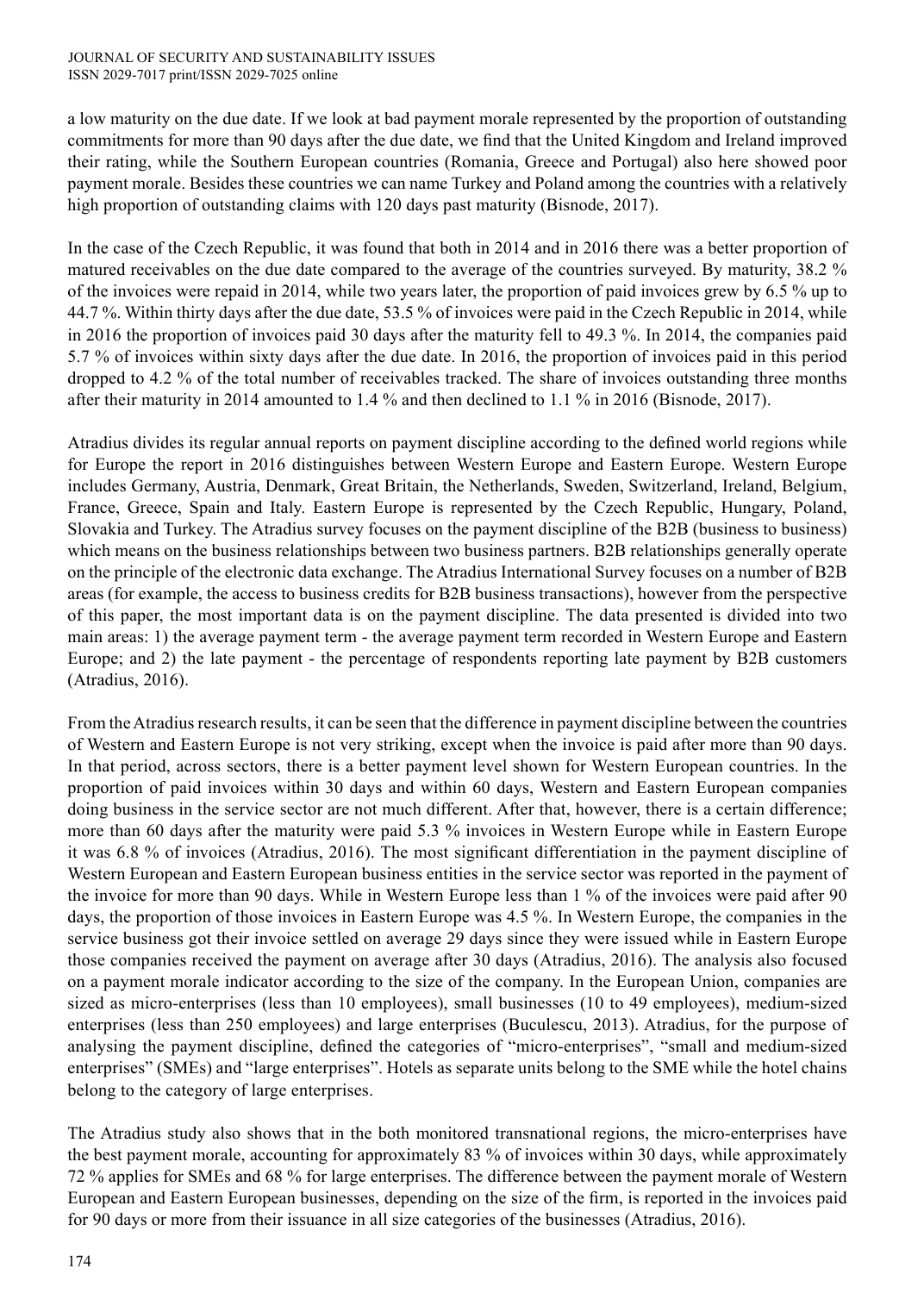a low maturity on the due date. If we look at bad payment morale represented by the proportion of outstanding commitments for more than 90 days after the due date, we find that the United Kingdom and Ireland improved their rating, while the Southern European countries (Romania, Greece and Portugal) also here showed poor payment morale. Besides these countries we can name Turkey and Poland among the countries with a relatively high proportion of outstanding claims with 120 days past maturity (Bisnode, 2017).

In the case of the Czech Republic, it was found that both in 2014 and in 2016 there was a better proportion of matured receivables on the due date compared to the average of the countries surveyed. By maturity, 38.2 % of the invoices were repaid in 2014, while two years later, the proportion of paid invoices grew by 6.5 % up to 44.7 %. Within thirty days after the due date, 53.5 % of invoices were paid in the Czech Republic in 2014, while in 2016 the proportion of invoices paid 30 days after the maturity fell to 49.3 %. In 2014, the companies paid 5.7 % of invoices within sixty days after the due date. In 2016, the proportion of invoices paid in this period dropped to 4.2 % of the total number of receivables tracked. The share of invoices outstanding three months after their maturity in 2014 amounted to 1.4 % and then declined to 1.1 % in 2016 (Bisnode, 2017).

Atradius divides its regular annual reports on payment discipline according to the defined world regions while for Europe the report in 2016 distinguishes between Western Europe and Eastern Europe. Western Europe includes Germany, Austria, Denmark, Great Britain, the Netherlands, Sweden, Switzerland, Ireland, Belgium, France, Greece, Spain and Italy. Eastern Europe is represented by the Czech Republic, Hungary, Poland, Slovakia and Turkey. The Atradius survey focuses on the payment discipline of the B2B (business to business) which means on the business relationships between two business partners. B2B relationships generally operate on the principle of the electronic data exchange. The Atradius International Survey focuses on a number of B2B areas (for example, the access to business credits for B2B business transactions), however from the perspective of this paper, the most important data is on the payment discipline. The data presented is divided into two main areas: 1) the average payment term - the average payment term recorded in Western Europe and Eastern Europe; and 2) the late payment - the percentage of respondents reporting late payment by B2B customers (Atradius, 2016).

From the Atradius research results, it can be seen that the difference in payment discipline between the countries of Western and Eastern Europe is not very striking, except when the invoice is paid after more than 90 days. In that period, across sectors, there is a better payment level shown for Western European countries. In the proportion of paid invoices within 30 days and within 60 days, Western and Eastern European companies doing business in the service sector are not much different. After that, however, there is a certain difference; more than 60 days after the maturity were paid 5.3 % invoices in Western Europe while in Eastern Europe it was 6.8 % of invoices (Atradius, 2016). The most significant differentiation in the payment discipline of Western European and Eastern European business entities in the service sector was reported in the payment of the invoice for more than 90 days. While in Western Europe less than 1 % of the invoices were paid after 90 days, the proportion of those invoices in Eastern Europe was 4.5 %. In Western Europe, the companies in the service business got their invoice settled on average 29 days since they were issued while in Eastern Europe those companies received the payment on average after 30 days (Atradius, 2016). The analysis also focused on a payment morale indicator according to the size of the company. In the European Union, companies are sized as micro-enterprises (less than 10 employees), small businesses (10 to 49 employees), medium-sized enterprises (less than 250 employees) and large enterprises (Buculescu, 2013). Atradius, for the purpose of analysing the payment discipline, defined the categories of "micro-enterprises", "small and medium-sized enterprises" (SMEs) and "large enterprises". Hotels as separate units belong to the SME while the hotel chains belong to the category of large enterprises.

The Atradius study also shows that in the both monitored transnational regions, the micro-enterprises have the best payment morale, accounting for approximately 83 % of invoices within 30 days, while approximately 72 % applies for SMEs and 68 % for large enterprises. The difference between the payment morale of Western European and Eastern European businesses, depending on the size of the firm, is reported in the invoices paid for 90 days or more from their issuance in all size categories of the businesses (Atradius, 2016).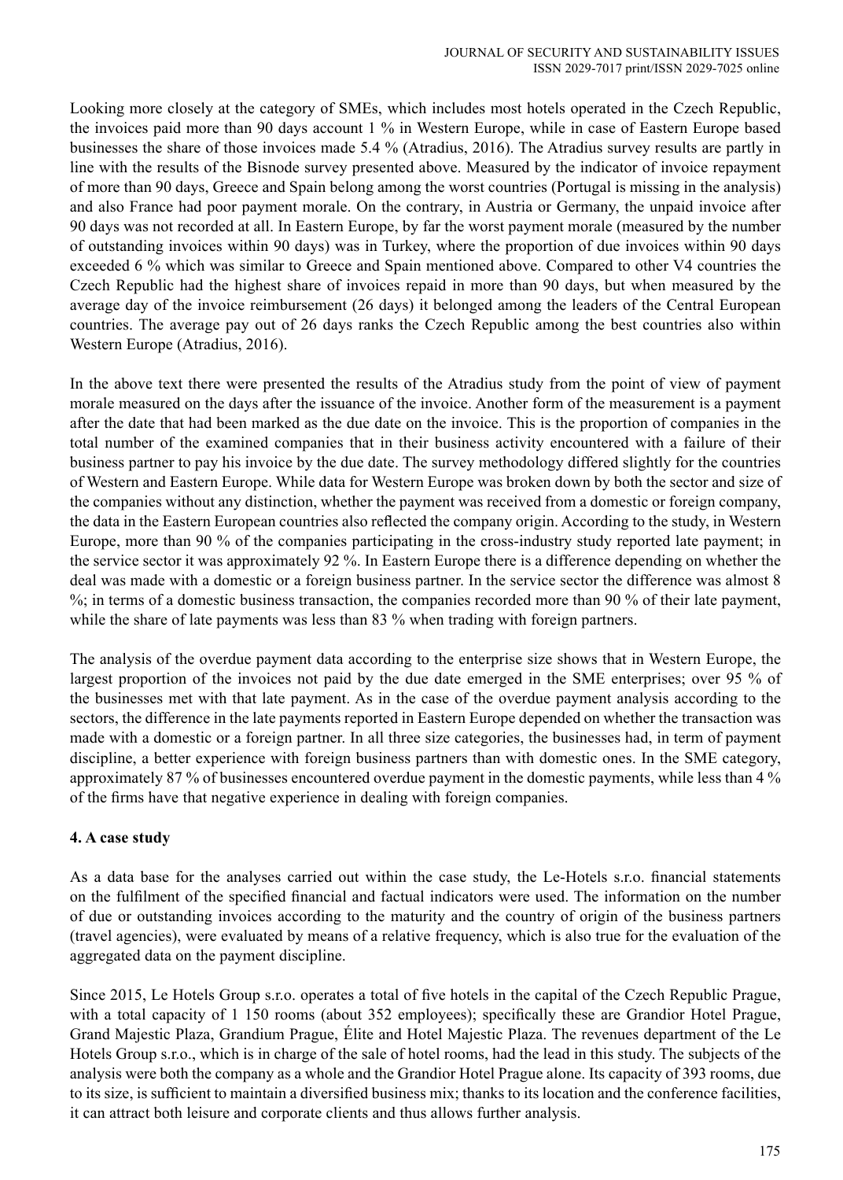Looking more closely at the category of SMEs, which includes most hotels operated in the Czech Republic, the invoices paid more than 90 days account 1 % in Western Europe, while in case of Eastern Europe based businesses the share of those invoices made 5.4 % (Atradius, 2016). The Atradius survey results are partly in line with the results of the Bisnode survey presented above. Measured by the indicator of invoice repayment of more than 90 days, Greece and Spain belong among the worst countries (Portugal is missing in the analysis) and also France had poor payment morale. On the contrary, in Austria or Germany, the unpaid invoice after 90 days was not recorded at all. In Eastern Europe, by far the worst payment morale (measured by the number of outstanding invoices within 90 days) was in Turkey, where the proportion of due invoices within 90 days exceeded 6 % which was similar to Greece and Spain mentioned above. Compared to other V4 countries the Czech Republic had the highest share of invoices repaid in more than 90 days, but when measured by the average day of the invoice reimbursement (26 days) it belonged among the leaders of the Central European countries. The average pay out of 26 days ranks the Czech Republic among the best countries also within Western Europe (Atradius, 2016).

In the above text there were presented the results of the Atradius study from the point of view of payment morale measured on the days after the issuance of the invoice. Another form of the measurement is a payment after the date that had been marked as the due date on the invoice. This is the proportion of companies in the total number of the examined companies that in their business activity encountered with a failure of their business partner to pay his invoice by the due date. The survey methodology differed slightly for the countries of Western and Eastern Europe. While data for Western Europe was broken down by both the sector and size of the companies without any distinction, whether the payment was received from a domestic or foreign company, the data in the Eastern European countries also reflected the company origin. According to the study, in Western Europe, more than 90 % of the companies participating in the cross-industry study reported late payment; in the service sector it was approximately 92 %. In Eastern Europe there is a difference depending on whether the deal was made with a domestic or a foreign business partner. In the service sector the difference was almost 8 %; in terms of a domestic business transaction, the companies recorded more than 90 % of their late payment, while the share of late payments was less than 83 % when trading with foreign partners.

The analysis of the overdue payment data according to the enterprise size shows that in Western Europe, the largest proportion of the invoices not paid by the due date emerged in the SME enterprises; over 95 % of the businesses met with that late payment. As in the case of the overdue payment analysis according to the sectors, the difference in the late payments reported in Eastern Europe depended on whether the transaction was made with a domestic or a foreign partner. In all three size categories, the businesses had, in term of payment discipline, a better experience with foreign business partners than with domestic ones. In the SME category, approximately 87 % of businesses encountered overdue payment in the domestic payments, while less than 4 % of the firms have that negative experience in dealing with foreign companies.

## 4. A case study

As a data base for the analyses carried out within the case study, the Le-Hotels s.r.o. financial statements on the fulfilment of the specified financial and factual indicators were used. The information on the number of due or outstanding invoices according to the maturity and the country of origin of the business partners (travel agencies), were evaluated by means of a relative frequency, which is also true for the evaluation of the aggregated data on the payment discipline.

Since 2015, Le Hotels Group s.r.o. operates a total of five hotels in the capital of the Czech Republic Prague, with a total capacity of 1 150 rooms (about 352 employees); specifically these are Grandior Hotel Prague, Grand Majestic Plaza, Grandium Prague, Élite and Hotel Majestic Plaza. The revenues department of the Le Hotels Group s.r.o., which is in charge of the sale of hotel rooms, had the lead in this study. The subjects of the analysis were both the company as a whole and the Grandior Hotel Prague alone. Its capacity of 393 rooms, due to its size, is sufficient to maintain a diversified business mix; thanks to its location and the conference facilities, it can attract both leisure and corporate clients and thus allows further analysis.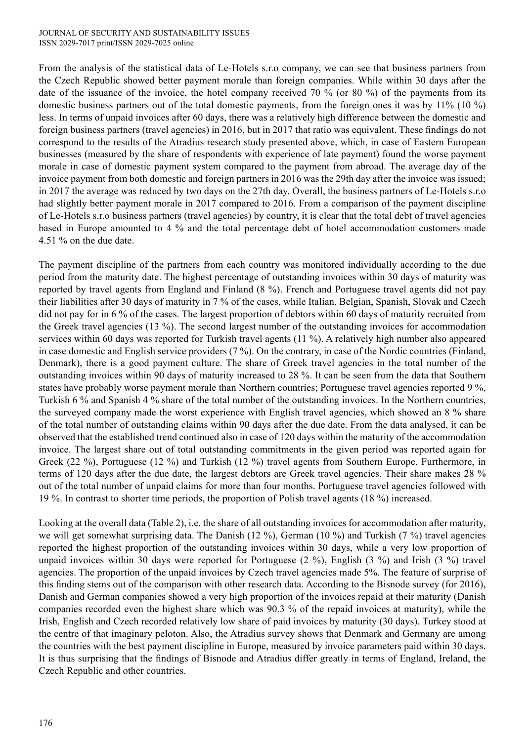From the analysis of the statistical data of Le-Hotels s.r.o company, we can see that business partners from the Czech Republic showed better payment morale than foreign companies. While within 30 days after the date of the issuance of the invoice, the hotel company received 70 % (or 80 %) of the payments from its domestic business partners out of the total domestic payments, from the foreign ones it was by 11% (10 %) less. In terms of unpaid invoices after 60 days, there was a relatively high difference between the domestic and foreign business partners (travel agencies) in 2016, but in 2017 that ratio was equivalent. These findings do not correspond to the results of the Atradius research study presented above, which, in case of Eastern European businesses (measured by the share of respondents with experience of late payment) found the worse payment morale in case of domestic payment system compared to the payment from abroad. The average day of the invoice payment from both domestic and foreign partners in 2016 was the 29th day after the invoice was issued; in 2017 the average was reduced by two days on the 27th day. Overall, the business partners of Le-Hotels s.r.o had slightly better payment morale in 2017 compared to 2016. From a comparison of the payment discipline of Le-Hotels s.r.o business partners (travel agencies) by country, it is clear that the total debt of travel agencies based in Europe amounted to 4 % and the total percentage debt of hotel accommodation customers made 4.51 % on the due date.

The payment discipline of the partners from each country was monitored individually according to the due period from the maturity date. The highest percentage of outstanding invoices within 30 days of maturity was reported by travel agents from England and Finland (8 %). French and Portuguese travel agents did not pay their liabilities after 30 days of maturity in 7 % of the cases, while Italian, Belgian, Spanish, Slovak and Czech did not pay for in 6 % of the cases. The largest proportion of debtors within 60 days of maturity recruited from the Greek travel agencies (13 %). The second largest number of the outstanding invoices for accommodation services within 60 days was reported for Turkish travel agents (11 %). A relatively high number also appeared in case domestic and English service providers (7 %). On the contrary, in case of the Nordic countries (Finland, Denmark), there is a good payment culture. The share of Greek travel agencies in the total number of the outstanding invoices within 90 days of maturity increased to 28 %. It can be seen from the data that Southern states have probably worse payment morale than Northern countries; Portuguese travel agencies reported 9 %, Turkish 6 % and Spanish 4 % share of the total number of the outstanding invoices. In the Northern countries, the surveyed company made the worst experience with English travel agencies, which showed an 8 % share of the total number of outstanding claims within 90 days after the due date. From the data analysed, it can be observed that the established trend continued also in case of 120 days within the maturity of the accommodation invoice. The largest share out of total outstanding commitments in the given period was reported again for Greek (22 %), Portuguese (12 %) and Turkish (12 %) travel agents from Southern Europe. Furthermore, in terms of 120 days after the due date, the largest debtors are Greek travel agencies. Their share makes 28 % out of the total number of unpaid claims for more than four months. Portuguese travel agencies followed with 19 %. In contrast to shorter time periods, the proportion of Polish travel agents (18 %) increased.

Looking at the overall data (Table 2), i.e. the share of all outstanding invoices for accommodation after maturity, we will get somewhat surprising data. The Danish (12 %), German (10 %) and Turkish (7 %) travel agencies reported the highest proportion of the outstanding invoices within 30 days, while a very low proportion of unpaid invoices within 30 days were reported for Portuguese (2 %), English (3 %) and Irish (3 %) travel agencies. The proportion of the unpaid invoices by Czech travel agencies made 5%. The feature of surprise of this finding stems out of the comparison with other research data. According to the Bisnode survey (for 2016), Danish and German companies showed a very high proportion of the invoices repaid at their maturity (Danish companies recorded even the highest share which was 90.3 % of the repaid invoices at maturity), while the Irish, English and Czech recorded relatively low share of paid invoices by maturity (30 days). Turkey stood at the centre of that imaginary peloton. Also, the Atradius survey shows that Denmark and Germany are among the countries with the best payment discipline in Europe, measured by invoice parameters paid within 30 days. It is thus surprising that the findings of Bisnode and Atradius differ greatly in terms of England, Ireland, the Czech Republic and other countries.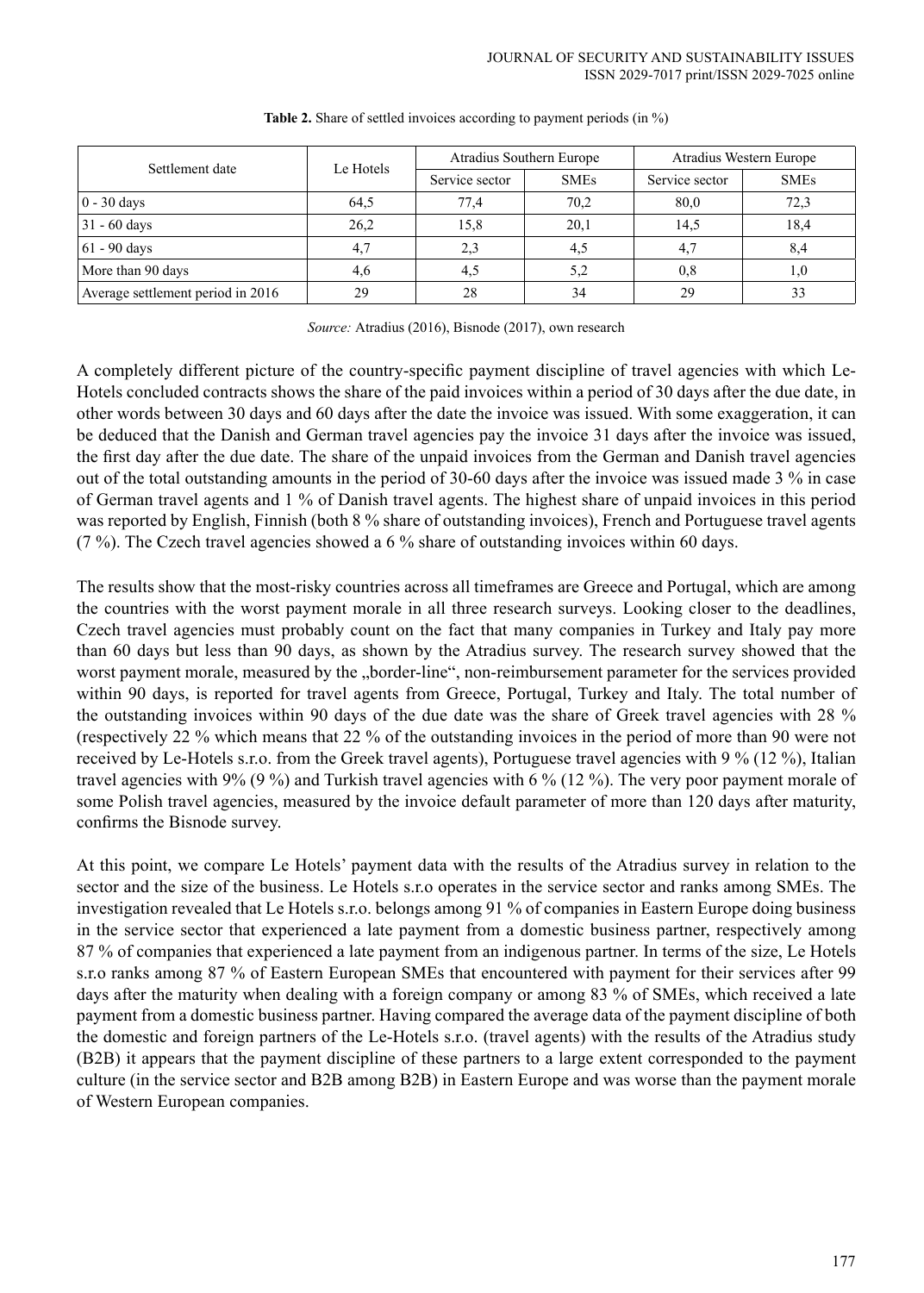**Table 2.** Share of settled invoices according to payment periods (in %)

| Settlement date | Le Hotels | Atradius Southern Europe | | Atradius Western Europe | |
|---|---|---|---|---|---|
| | | Service sector | SMEs | Service sector | SMEs |
| 0 - 30 days | 64,5 | 77,4 | 70,2 | 80,0 | 72,3 |
| 31 - 60 days | 26,2 | 15,8 | 20,1 | 14,5 | 18,4 |
| 61 - 90 days | 4,7 | 2,3 | 4,5 | 4,7 | 8,4 |
| More than 90 days | 4,6 | 4,5 | 5,2 | 0,8 | 1,0 |
| Average settlement period in 2016 | 29 | 28 | 34 | 29 | 33 |

*Source:* Atradius (2016), Bisnode (2017), own research

A completely different picture of the country-specific payment discipline of travel agencies with which Le-Hotels concluded contracts shows the share of the paid invoices within a period of 30 days after the due date, in other words between 30 days and 60 days after the date the invoice was issued. With some exaggeration, it can be deduced that the Danish and German travel agencies pay the invoice 31 days after the invoice was issued, the first day after the due date. The share of the unpaid invoices from the German and Danish travel agencies out of the total outstanding amounts in the period of 30-60 days after the invoice was issued made 3 % in case of German travel agents and 1 % of Danish travel agents. The highest share of unpaid invoices in this period was reported by English, Finnish (both 8 % share of outstanding invoices), French and Portuguese travel agents (7 %). The Czech travel agencies showed a 6 % share of outstanding invoices within 60 days.

The results show that the most-risky countries across all timeframes are Greece and Portugal, which are among the countries with the worst payment morale in all three research surveys. Looking closer to the deadlines, Czech travel agencies must probably count on the fact that many companies in Turkey and Italy pay more than 60 days but less than 90 days, as shown by the Atradius survey. The research survey showed that the worst payment morale, measured by the „border-line", non-reimbursement parameter for the services provided within 90 days, is reported for travel agents from Greece, Portugal, Turkey and Italy. The total number of the outstanding invoices within 90 days of the due date was the share of Greek travel agencies with 28 % (respectively 22 % which means that 22 % of the outstanding invoices in the period of more than 90 were not received by Le-Hotels s.r.o. from the Greek travel agents), Portuguese travel agencies with 9 % (12 %), Italian travel agencies with 9% (9 %) and Turkish travel agencies with 6 % (12 %). The very poor payment morale of some Polish travel agencies, measured by the invoice default parameter of more than 120 days after maturity, confirms the Bisnode survey.

At this point, we compare Le Hotels' payment data with the results of the Atradius survey in relation to the sector and the size of the business. Le Hotels s.r.o operates in the service sector and ranks among SMEs. The investigation revealed that Le Hotels s.r.o. belongs among 91 % of companies in Eastern Europe doing business in the service sector that experienced a late payment from a domestic business partner, respectively among 87 % of companies that experienced a late payment from an indigenous partner. In terms of the size, Le Hotels s.r.o ranks among 87 % of Eastern European SMEs that encountered with payment for their services after 99 days after the maturity when dealing with a foreign company or among 83 % of SMEs, which received a late payment from a domestic business partner. Having compared the average data of the payment discipline of both the domestic and foreign partners of the Le-Hotels s.r.o. (travel agents) with the results of the Atradius study (B2B) it appears that the payment discipline of these partners to a large extent corresponded to the payment culture (in the service sector and B2B among B2B) in Eastern Europe and was worse than the payment morale of Western European companies.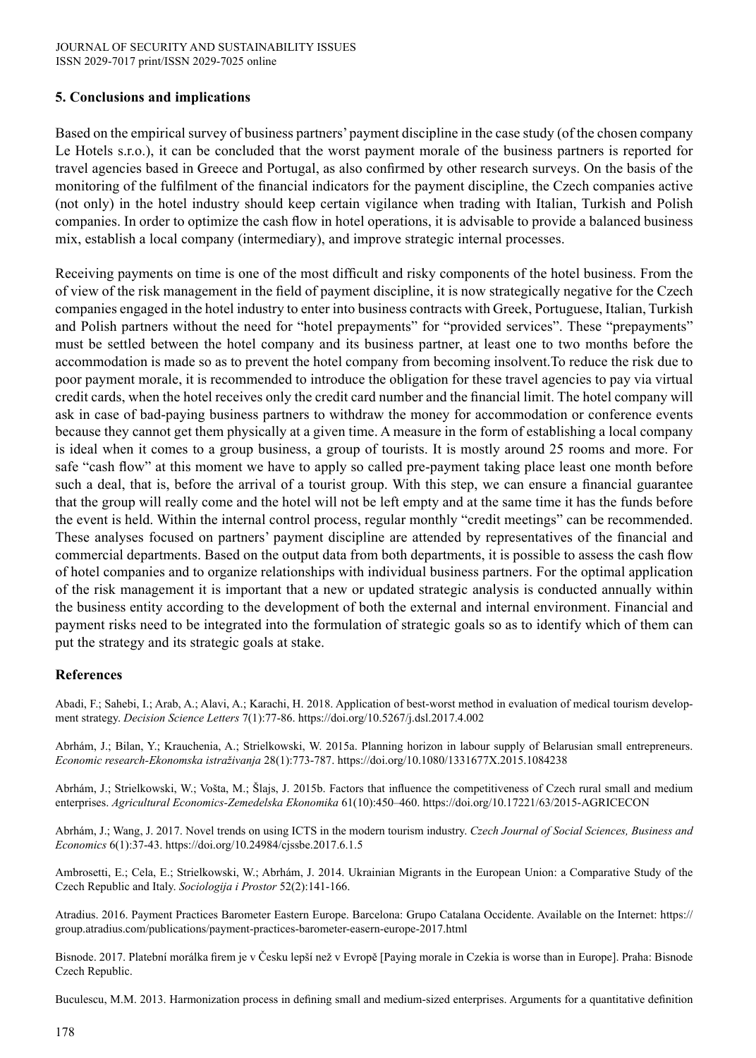## 5. Conclusions and implications

Based on the empirical survey of business partners' payment discipline in the case study (of the chosen company Le Hotels s.r.o.), it can be concluded that the worst payment morale of the business partners is reported for travel agencies based in Greece and Portugal, as also confirmed by other research surveys. On the basis of the monitoring of the fulfilment of the financial indicators for the payment discipline, the Czech companies active (not only) in the hotel industry should keep certain vigilance when trading with Italian, Turkish and Polish companies. In order to optimize the cash flow in hotel operations, it is advisable to provide a balanced business mix, establish a local company (intermediary), and improve strategic internal processes.

Receiving payments on time is one of the most difficult and risky components of the hotel business. From the of view of the risk management in the field of payment discipline, it is now strategically negative for the Czech companies engaged in the hotel industry to enter into business contracts with Greek, Portuguese, Italian, Turkish and Polish partners without the need for "hotel prepayments" for "provided services". These "prepayments" must be settled between the hotel company and its business partner, at least one to two months before the accommodation is made so as to prevent the hotel company from becoming insolvent.To reduce the risk due to poor payment morale, it is recommended to introduce the obligation for these travel agencies to pay via virtual credit cards, when the hotel receives only the credit card number and the financial limit. The hotel company will ask in case of bad-paying business partners to withdraw the money for accommodation or conference events because they cannot get them physically at a given time. A measure in the form of establishing a local company is ideal when it comes to a group business, a group of tourists. It is mostly around 25 rooms and more. For safe "cash flow" at this moment we have to apply so called pre-payment taking place least one month before such a deal, that is, before the arrival of a tourist group. With this step, we can ensure a financial guarantee that the group will really come and the hotel will not be left empty and at the same time it has the funds before the event is held. Within the internal control process, regular monthly "credit meetings" can be recommended. These analyses focused on partners' payment discipline are attended by representatives of the financial and commercial departments. Based on the output data from both departments, it is possible to assess the cash flow of hotel companies and to organize relationships with individual business partners. For the optimal application of the risk management it is important that a new or updated strategic analysis is conducted annually within the business entity according to the development of both the external and internal environment. Financial and payment risks need to be integrated into the formulation of strategic goals so as to identify which of them can put the strategy and its strategic goals at stake.

## References

Abadi, F.; Sahebi, I.; Arab, A.; Alavi, A.; Karachi, H. 2018. Application of best-worst method in evaluation of medical tourism development strategy. *Decision Science Letters* 7(1):77-86. https://doi.org/10.5267/j.dsl.2017.4.002

Abrhám, J.; Bilan, Y.; Krauchenia, A.; Strielkowski, W. 2015a. Planning horizon in labour supply of Belarusian small entrepreneurs. *Economic research-Ekonomska istraživanja* 28(1):773-787. https://doi.org/10.1080/1331677X.2015.1084238

Abrhám, J.; Strielkowski, W.; Vošta, M.; Šlajs, J. 2015b. Factors that influence the competitiveness of Czech rural small and medium enterprises. *Agricultural Economics-Zemedelska Ekonomika* 61(10):450–460. https://doi.org/10.17221/63/2015-AGRICECON

Abrhám, J.; Wang, J. 2017. Novel trends on using ICTS in the modern tourism industry. *Czech Journal of Social Sciences, Business and Economics* 6(1):37-43. https://doi.org/10.24984/cjssbe.2017.6.1.5

Ambrosetti, E.; Cela, E.; Strielkowski, W.; Abrhám, J. 2014. Ukrainian Migrants in the European Union: a Comparative Study of the Czech Republic and Italy. *Sociologija i Prostor* 52(2):141-166.

Atradius. 2016. Payment Practices Barometer Eastern Europe. Barcelona: Grupo Catalana Occidente. Available on the Internet: https://group.atradius.com/publications/payment-practices-barometer-easern-europe-2017.html

Bisnode. 2017. Platební morálka firem je v Česku lepší než v Evropě [Paying morale in Czekia is worse than in Europe]. Praha: Bisnode Czech Republic.

Buculescu, M.M. 2013. Harmonization process in defining small and medium-sized enterprises. Arguments for a quantitative definition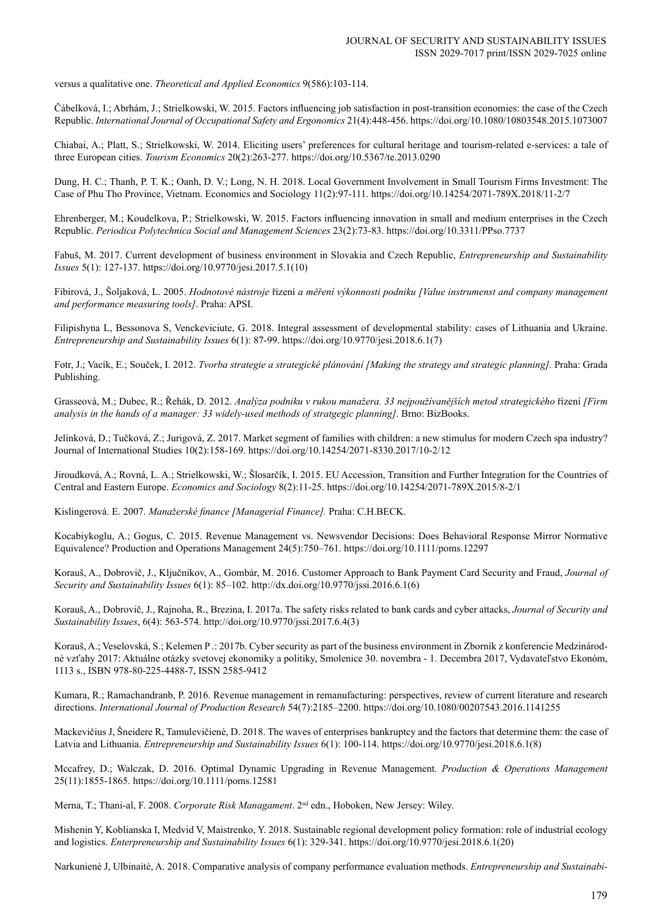versus a qualitative one. *Theoretical and Applied Economics* 9(586):103-114.

Čábelková, I.; Abrhám, J.; Strielkowski, W. 2015. Factors influencing job satisfaction in post-transition economies: the case of the Czech Republic. *International Journal of Occupational Safety and Ergonomics* 21(4):448-456. https://doi.org/10.1080/10803548.2015.1073007

Chiabai, A.; Platt, S.; Strielkowski, W. 2014. Eliciting users' preferences for cultural heritage and tourism-related e-services: a tale of three European cities. *Tourism Economics* 20(2):263-277. https://doi.org/10.5367/te.2013.0290

Dung, H. C.; Thanh, P. T. K.; Oanh, D. V.; Long, N. H. 2018. Local Government Involvement in Small Tourism Firms Investment: The Case of Phu Tho Province, Vietnam. Economics and Sociology 11(2):97-111. https://doi.org/10.14254/2071-789X.2018/11-2/7

Ehrenberger, M.; Koudelkova, P.; Strielkowski, W. 2015. Factors influencing innovation in small and medium enterprises in the Czech Republic. *Periodica Polytechnica Social and Management Sciences* 23(2):73-83. https://doi.org/10.3311/PPso.7737

Fabuš, M. 2017. Current development of business environment in Slovakia and Czech Republic, *Entrepreneurship and Sustainability Issues* 5(1): 127-137. https://doi.org/10.9770/jesi.2017.5.1(10)

Fibírová, J., Šoljaková, L. 2005. *Hodnotové nástroje* řízení *a měření výkonnosti podniku [Value instrumenst and company management and performance measuring tools]*. Praha: APSI.

Filipishyna L, Bessonova S, Venckeviciute, G. 2018. Integral assessment of developmental stability: cases of Lithuania and Ukraine. *Entrepreneurship and Sustainability Issues* 6(1): 87-99. https://doi.org/10.9770/jesi.2018.6.1(7)

Fotr, J.; Vacík, E.; Souček, I. 2012. *Tvorba strategie a strategické plánování [Making the strategy and strategic planning].* Praha: Grada Publishing.

Grasseová, M.; Dubec, R.; Řehák, D. 2012. *Analýza podniku v rukou manažera. 33 nejpoužívanějších metod strategického* řízení *[Firm analysis in the hands of a manager: 33 widely-used methods of stratgegic planning]*. Brno: BizBooks.

Jelínková, D.; Tučková, Z.; Jurigová, Z. 2017. Market segment of families with children: a new stimulus for modern Czech spa industry? Journal of International Studies 10(2):158-169. https://doi.org/10.14254/2071-8330.2017/10-2/12

Jiroudková, A.; Rovná, L. A.; Strielkowski, W.; Šlosarčík, I. 2015. EU Accession, Transition and Further Integration for the Countries of Central and Eastern Europe. *Economics and Sociology* 8(2):11-25. https://doi.org/10.14254/2071-789X.2015/8-2/1

Kislingerová. E. 2007. *Manažerské finance [Managerial Finance].* Praha: C.H.BECK.

Kocabiykoglu, A.; Gogus, C. 2015. Revenue Management vs. Newsvendor Decisions: Does Behavioral Response Mirror Normative Equivalence? Production and Operations Management 24(5):750–761. https://doi.org/10.1111/poms.12297

Korauš, A., Dobrovič, J., Ključnikov, A., Gombár, M. 2016. Customer Approach to Bank Payment Card Security and Fraud, *Journal of Security and Sustainability Issues* 6(1): 85–102. http://dx.doi.org/10.9770/jssi.2016.6.1(6)

Korauš, A., Dobrovič, J., Rajnoha, R., Brezina, I. 2017a. The safety risks related to bank cards and cyber attacks, *Journal of Security and Sustainability Issues*, 6(4): 563-574. http://doi.org/10.9770/jssi.2017.6.4(3)

Korauš, A.; Veselovská, S.; Kelemen P .: 2017b. Cyber security as part of the business environment in Zborník z konferencie Medzinárodné vzťahy 2017: Aktuálne otázky svetovej ekonomiky a politiky, Smolenice 30. novembra - 1. Decembra 2017, Vydavateľstvo Ekonóm, 1113 s., ISBN 978-80-225-4488-7, ISSN 2585-9412

Kumara, R.; Ramachandranb, P. 2016. Revenue management in remanufacturing: perspectives, review of current literature and research directions. *International Journal of Production Research* 54(7):2185–2200. https://doi.org/10.1080/00207543.2016.1141255

Mackevičius J, Šneidere R, Tamulevičienė, D. 2018. The waves of enterprises bankruptcy and the factors that determine them: the case of Latvia and Lithuania. *Entrepreneurship and Sustainability Issues* 6(1): 100-114. https://doi.org/10.9770/jesi.2018.6.1(8)

Mccafrey, D.; Walczak, D. 2016. Optimal Dynamic Upgrading in Revenue Management. *Production & Operations Management* 25(11):1855-1865. https://doi.org/10.1111/poms.12581

Merna, T.; Thani-al, F. 2008. *Corporate Risk Managament*. 2nd edn., Hoboken, New Jersey: Wiley.

Mishenin Y, Koblianska I, Medvid V, Maistrenko, Y. 2018. Sustainable regional development policy formation: role of industrial ecology and logistics. *Enterpreneurship and Sustainability Issues* 6(1): 329-341. https://doi.org/10.9770/jesi.2018.6.1(20)

Narkunienė J, Ulbinaitė, A. 2018. Comparative analysis of company performance evaluation methods. *Entrepreneurship and Sustainabi-*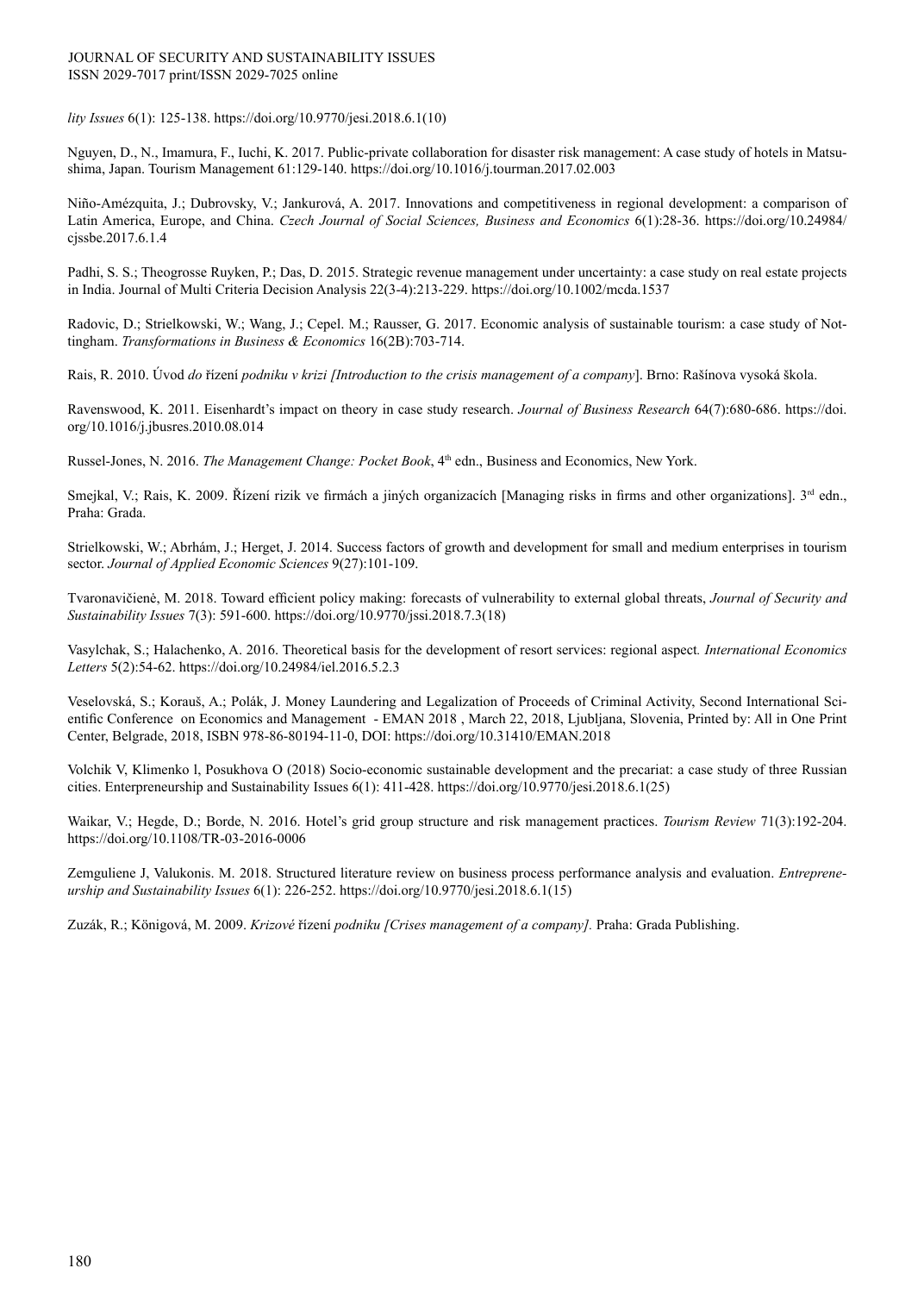*lity Issues* 6(1): 125-138. https://doi.org/10.9770/jesi.2018.6.1(10)

Nguyen, D., N., Imamura, F., Iuchi, K. 2017. Public-private collaboration for disaster risk management: A case study of hotels in Matsushima, Japan. Tourism Management 61:129-140. https://doi.org/10.1016/j.tourman.2017.02.003

Niño-Amézquita, J.; Dubrovsky, V.; Jankurová, A. 2017. Innovations and competitiveness in regional development: a comparison of Latin America, Europe, and China. *Czech Journal of Social Sciences, Business and Economics* 6(1):28-36. https://doi.org/10.24984/cjssbe.2017.6.1.4

Padhi, S. S.; Theogrosse Ruyken, P.; Das, D. 2015. Strategic revenue management under uncertainty: a case study on real estate projects in India. Journal of Multi Criteria Decision Analysis 22(3-4):213-229. https://doi.org/10.1002/mcda.1537

Radovic, D.; Strielkowski, W.; Wang, J.; Cepel. M.; Rausser, G. 2017. Economic analysis of sustainable tourism: a case study of Nottingham. *Transformations in Business & Economics* 16(2B):703-714.

Rais, R. 2010. Úvod *do* řízení *podniku v krizi [Introduction to the crisis management of a company*]. Brno: Rašínova vysoká škola.

Ravenswood, K. 2011. Eisenhardt's impact on theory in case study research. *Journal of Business Research* 64(7):680-686. https://doi.org/10.1016/j.jbusres.2010.08.014

Russel-Jones, N. 2016. *The Management Change: Pocket Book*, 4th edn., Business and Economics, New York.

Smejkal, V.; Rais, K. 2009. Řízení rizik ve firmách a jiných organizacích [Managing risks in firms and other organizations]. 3rd edn., Praha: Grada.

Strielkowski, W.; Abrhám, J.; Herget, J. 2014. Success factors of growth and development for small and medium enterprises in tourism sector. *Journal of Applied Economic Sciences* 9(27):101-109.

Tvaronavičienė, M. 2018. Toward efficient policy making: forecasts of vulnerability to external global threats, *Journal of Security and Sustainability Issues* 7(3): 591-600. https://doi.org/10.9770/jssi.2018.7.3(18)

Vasylchak, S.; Halachenko, A. 2016. Theoretical basis for the development of resort services: regional aspect*. International Economics Letters* 5(2):54-62. https://doi.org/10.24984/iel.2016.5.2.3

Veselovská, S.; Korauš, A.; Polák, J. Money Laundering and Legalization of Proceeds of Criminal Activity, Second International Scientific Conference on Economics and Management - EMAN 2018 , March 22, 2018, Ljubljana, Slovenia, Printed by: All in One Print Center, Belgrade, 2018, ISBN 978-86-80194-11-0, DOI: https://doi.org/10.31410/EMAN.2018

Volchik V, Klimenko l, Posukhova O (2018) Socio-economic sustainable development and the precariat: a case study of three Russian cities. Enterpreneurship and Sustainability Issues 6(1): 411-428. https://doi.org/10.9770/jesi.2018.6.1(25)

Waikar, V.; Hegde, D.; Borde, N. 2016. Hotel's grid group structure and risk management practices. *Tourism Review* 71(3):192-204. https://doi.org/10.1108/TR-03-2016-0006

Zemguliene J, Valukonis. M. 2018. Structured literature review on business process performance analysis and evaluation. *Entrepreneurship and Sustainability Issues* 6(1): 226-252. https://doi.org/10.9770/jesi.2018.6.1(15)

Zuzák, R.; Königová, M. 2009. *Krizové* řízení *podniku [Crises management of a company].* Praha: Grada Publishing.